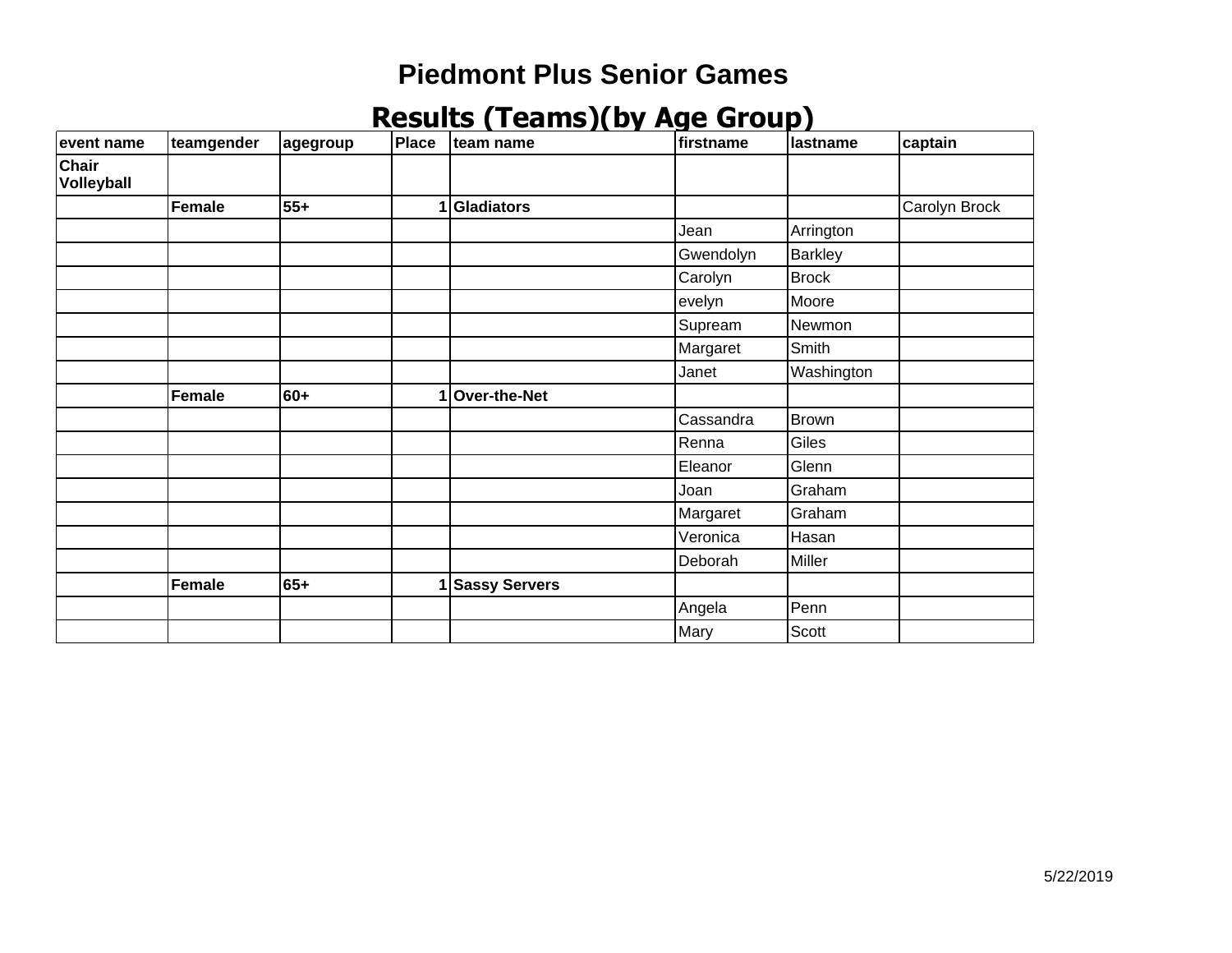# Piedmont Plus Senior Games

## Results (Teams)(by Age Group)

| event name | teamgender | agegroup | Place | team name | firstname | lastname | captain |
|---|---|---|---|---|---|---|---|
| **Chair Volleyball** | | | | | | | |
| | **Female** | **55+** | **1** | **Gladiators** | | | Carolyn Brock |
| | | | | | Jean | Arrington | |
| | | | | | Gwendolyn | Barkley | |
| | | | | | Carolyn | Brock | |
| | | | | | evelyn | Moore | |
| | | | | | Supream | Newmon | |
| | | | | | Margaret | Smith | |
| | | | | | Janet | Washington | |
| | **Female** | **60+** | **1** | **Over-the-Net** | | | |
| | | | | | Cassandra | Brown | |
| | | | | | Renna | Giles | |
| | | | | | Eleanor | Glenn | |
| | | | | | Joan | Graham | |
| | | | | | Margaret | Graham | |
| | | | | | Veronica | Hasan | |
| | | | | | Deborah | Miller | |
| | **Female** | **65+** | **1** | **Sassy Servers** | | | |
| | | | | | Angela | Penn | |
| | | | | | Mary | Scott | |

5/22/2019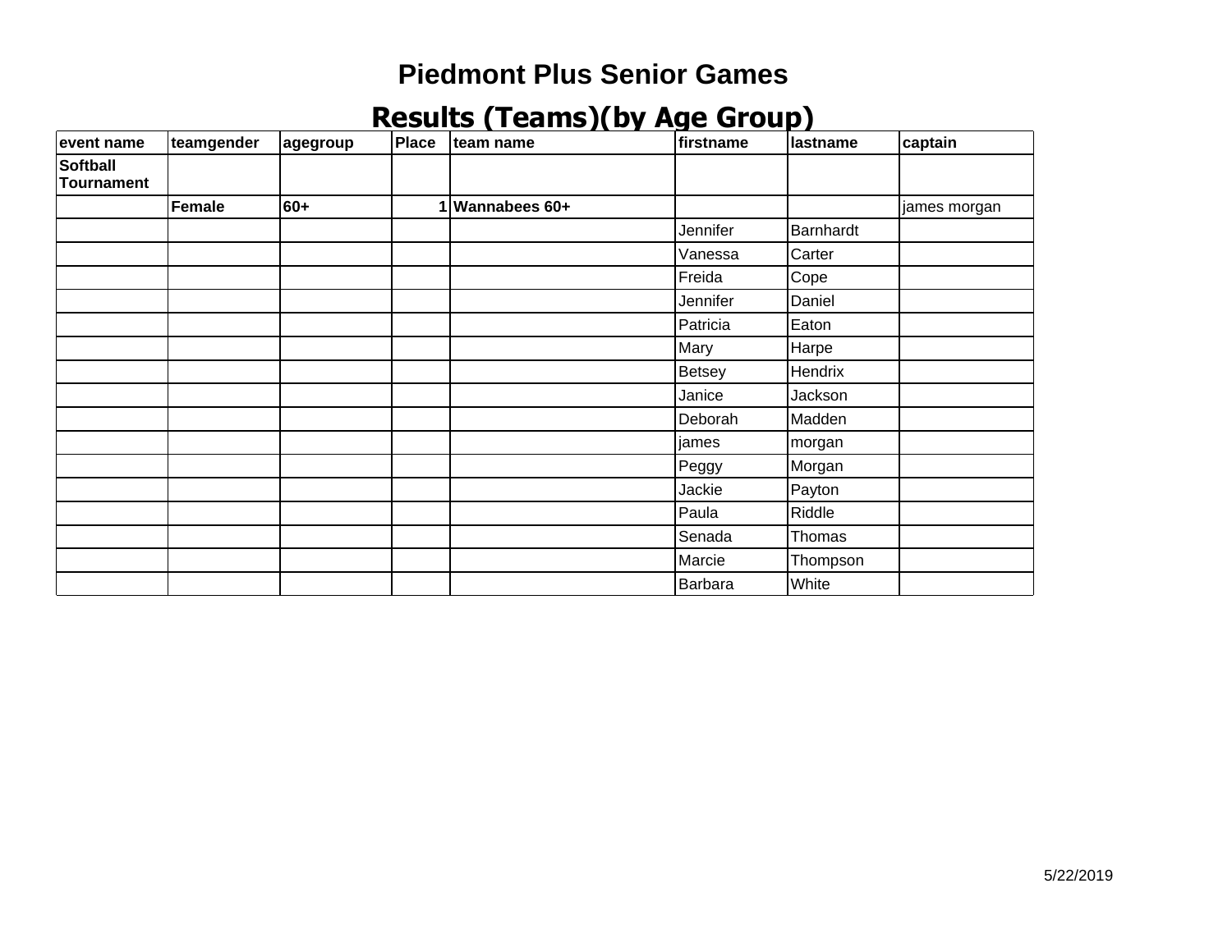# Piedmont Plus Senior Games

## Results (Teams)(by Age Group)

| event name | teamgender | agegroup | Place | team name | firstname | lastname | captain |
|---|---|---|---|---|---|---|---|
| **Softball Tournament** | | | | | | | |
| | **Female** | **60+** | **1** | **Wannabees 60+** | | | james morgan |
| | | | | | Jennifer | Barnhardt | |
| | | | | | Vanessa | Carter | |
| | | | | | Freida | Cope | |
| | | | | | Jennifer | Daniel | |
| | | | | | Patricia | Eaton | |
| | | | | | Mary | Harpe | |
| | | | | | Betsey | Hendrix | |
| | | | | | Janice | Jackson | |
| | | | | | Deborah | Madden | |
| | | | | | james | morgan | |
| | | | | | Peggy | Morgan | |
| | | | | | Jackie | Payton | |
| | | | | | Paula | Riddle | |
| | | | | | Senada | Thomas | |
| | | | | | Marcie | Thompson | |
| | | | | | Barbara | White | |

5/22/2019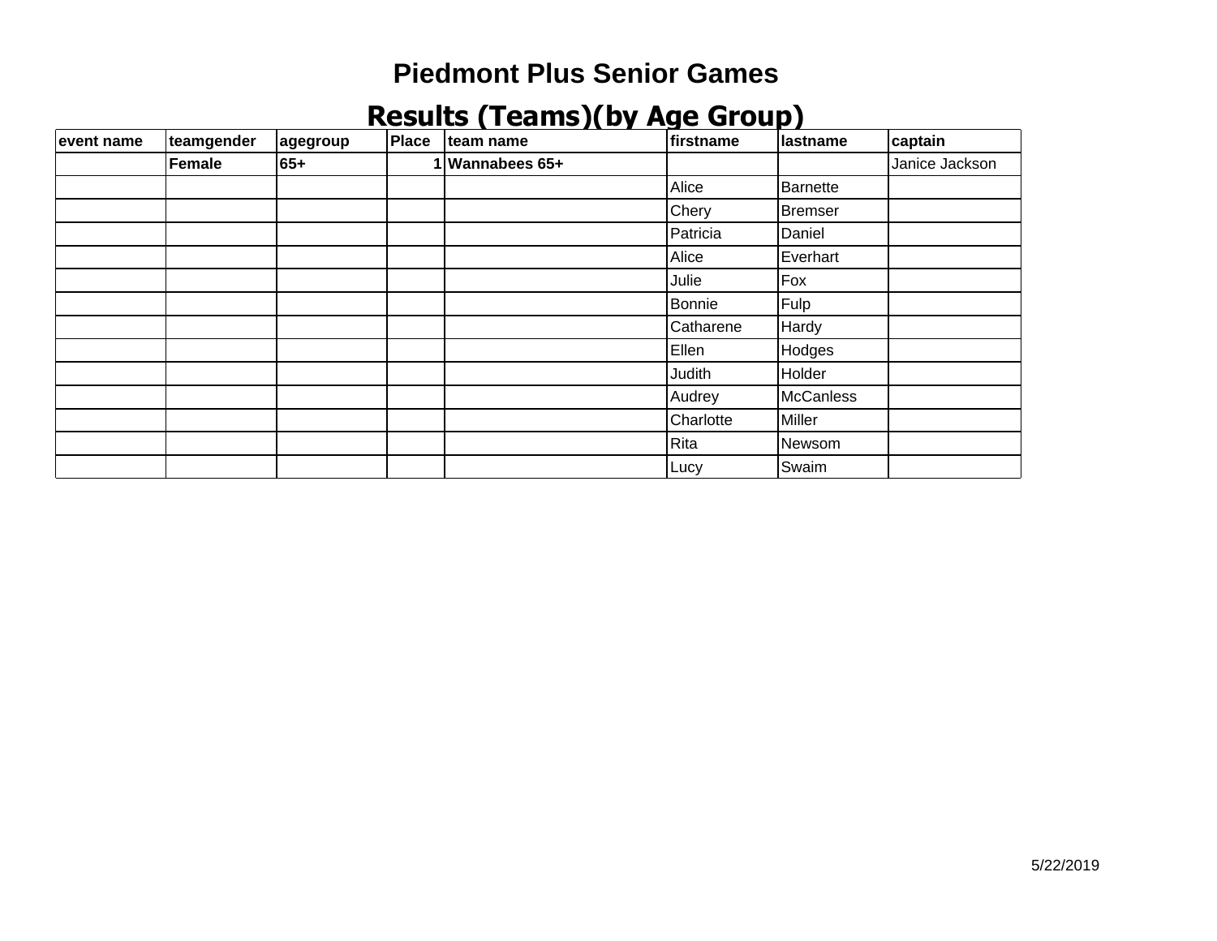# Piedmont Plus Senior Games

## Results (Teams)(by Age Group)

| event name | teamgender | agegroup | Place | team name | firstname | lastname | captain |
|---|---|---|---|---|---|---|---|
| | **Female** | **65+** | **1** | **Wannabees 65+** | | | Janice Jackson |
| | | | | | Alice | Barnette | |
| | | | | | Chery | Bremser | |
| | | | | | Patricia | Daniel | |
| | | | | | Alice | Everhart | |
| | | | | | Julie | Fox | |
| | | | | | Bonnie | Fulp | |
| | | | | | Catharene | Hardy | |
| | | | | | Ellen | Hodges | |
| | | | | | Judith | Holder | |
| | | | | | Audrey | McCanless | |
| | | | | | Charlotte | Miller | |
| | | | | | Rita | Newsom | |
| | | | | | Lucy | Swaim | |

5/22/2019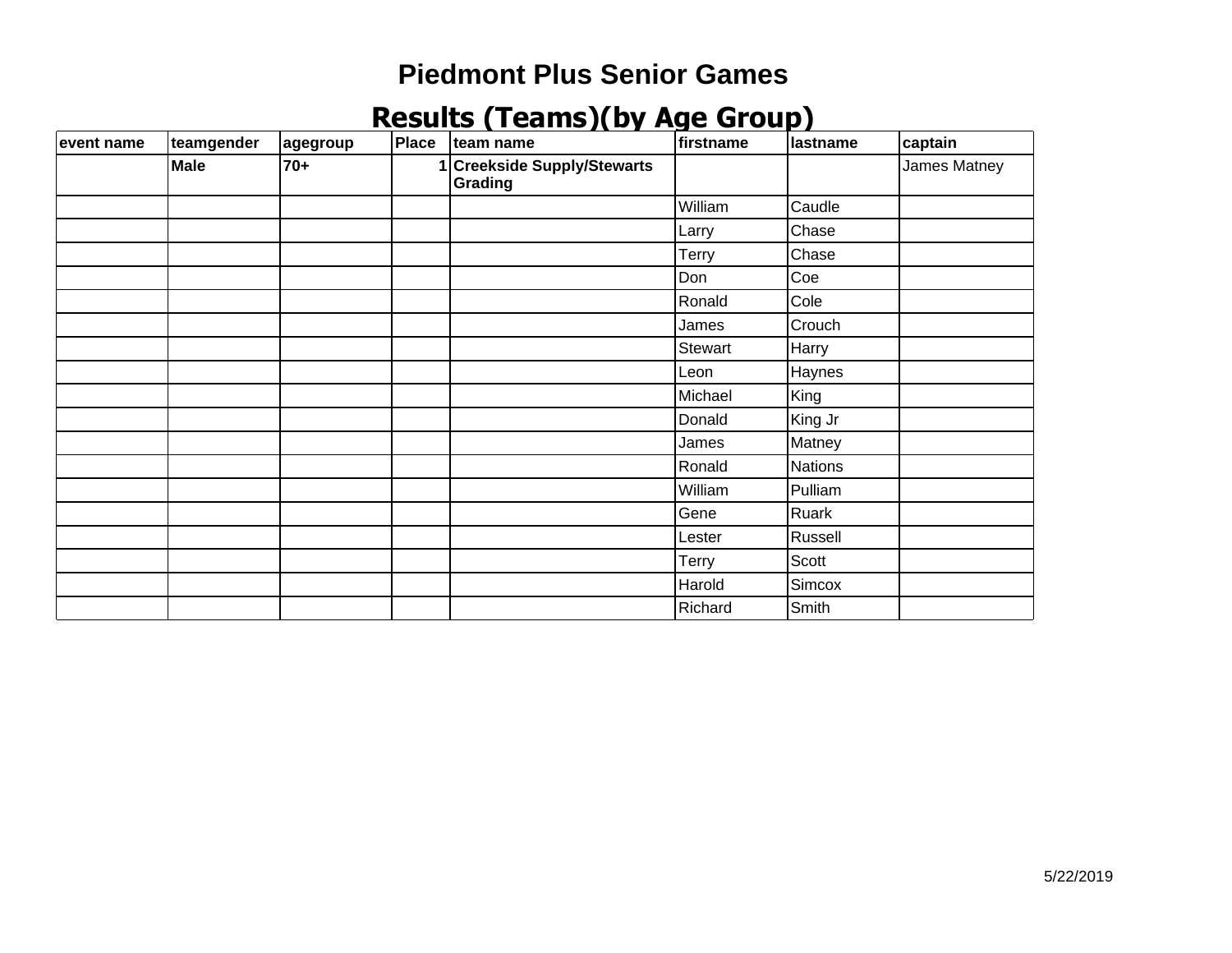# Piedmont Plus Senior Games

## Results (Teams)(by Age Group)

| event name | teamgender | agegroup | Place | team name | firstname | lastname | captain |
|---|---|---|---|---|---|---|---|
| | **Male** | **70+** | **1** | **Creekside Supply/Stewarts Grading** | | | James Matney |
| | | | | | William | Caudle | |
| | | | | | Larry | Chase | |
| | | | | | Terry | Chase | |
| | | | | | Don | Coe | |
| | | | | | Ronald | Cole | |
| | | | | | James | Crouch | |
| | | | | | Stewart | Harry | |
| | | | | | Leon | Haynes | |
| | | | | | Michael | King | |
| | | | | | Donald | King Jr | |
| | | | | | James | Matney | |
| | | | | | Ronald | Nations | |
| | | | | | William | Pulliam | |
| | | | | | Gene | Ruark | |
| | | | | | Lester | Russell | |
| | | | | | Terry | Scott | |
| | | | | | Harold | Simcox | |
| | | | | | Richard | Smith | |

5/22/2019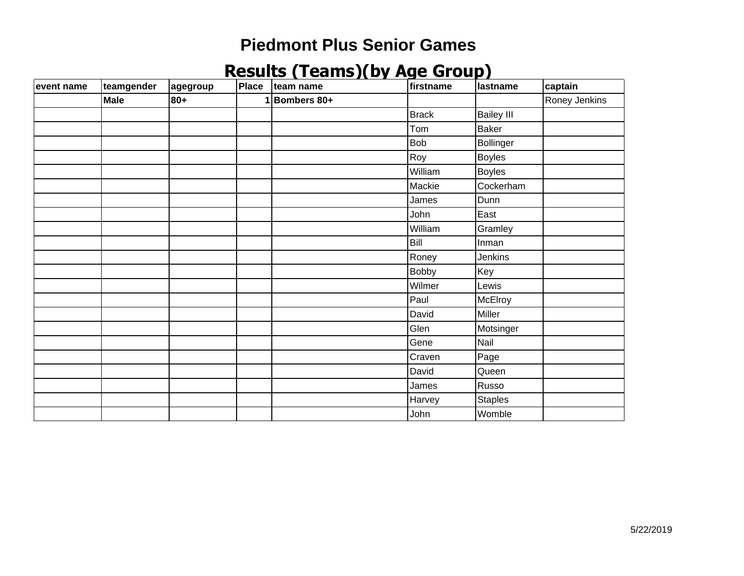# Piedmont Plus Senior Games

## Results (Teams)(by Age Group)

| event name | teamgender | agegroup | Place | team name | firstname | lastname | captain |
|---|---|---|---|---|---|---|---|
| | **Male** | **80+** | **1** | **Bombers 80+** | | | Roney Jenkins |
| | | | | | Brack | Bailey III | |
| | | | | | Tom | Baker | |
| | | | | | Bob | Bollinger | |
| | | | | | Roy | Boyles | |
| | | | | | William | Boyles | |
| | | | | | Mackie | Cockerham | |
| | | | | | James | Dunn | |
| | | | | | John | East | |
| | | | | | William | Gramley | |
| | | | | | Bill | Inman | |
| | | | | | Roney | Jenkins | |
| | | | | | Bobby | Key | |
| | | | | | Wilmer | Lewis | |
| | | | | | Paul | McElroy | |
| | | | | | David | Miller | |
| | | | | | Glen | Motsinger | |
| | | | | | Gene | Nail | |
| | | | | | Craven | Page | |
| | | | | | David | Queen | |
| | | | | | James | Russo | |
| | | | | | Harvey | Staples | |
| | | | | | John | Womble | |

5/22/2019